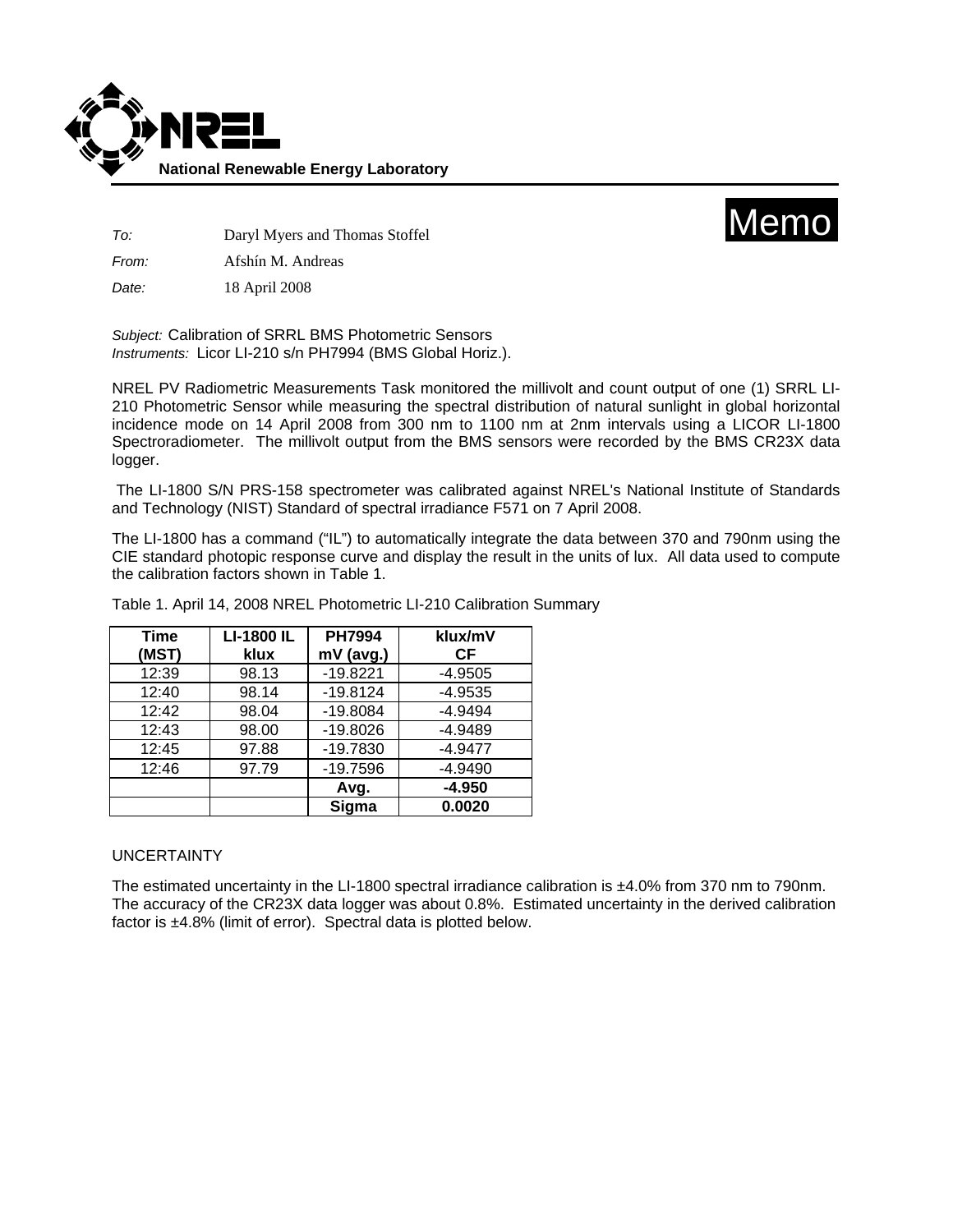**National Renewable Energy Laboratory**

# Memo

*To:* Daryl Myers and Thomas Stoffel

*From:* Afshín M. Andreas

*Date:* 18 April 2008

*Subject:* Calibration of SRRL BMS Photometric Sensors
*Instruments:* Licor LI-210 s/n PH7994 (BMS Global Horiz.).

NREL PV Radiometric Measurements Task monitored the millivolt and count output of one (1) SRRL LI-210 Photometric Sensor while measuring the spectral distribution of natural sunlight in global horizontal incidence mode on 14 April 2008 from 300 nm to 1100 nm at 2nm intervals using a LICOR LI-1800 Spectroradiometer. The millivolt output from the BMS sensors were recorded by the BMS CR23X data logger.

The LI-1800 S/N PRS-158 spectrometer was calibrated against NREL's National Institute of Standards and Technology (NIST) Standard of spectral irradiance F571 on 7 April 2008.

The LI-1800 has a command ("IL") to automatically integrate the data between 370 and 790nm using the CIE standard photopic response curve and display the result in the units of lux. All data used to compute the calibration factors shown in Table 1.

Table 1. April 14, 2008 NREL Photometric LI-210 Calibration Summary

| Time (MST) | LI-1800 IL klux | PH7994 mV (avg.) | klux/mV CF |
|---|---|---|---|
| 12:39 | 98.13 | -19.8221 | -4.9505 |
| 12:40 | 98.14 | -19.8124 | -4.9535 |
| 12:42 | 98.04 | -19.8084 | -4.9494 |
| 12:43 | 98.00 | -19.8026 | -4.9489 |
| 12:45 | 97.88 | -19.7830 | -4.9477 |
| 12:46 | 97.79 | -19.7596 | -4.9490 |
| | | **Avg.** | **-4.950** |
| | | **Sigma** | **0.0020** |

UNCERTAINTY

The estimated uncertainty in the LI-1800 spectral irradiance calibration is ±4.0% from 370 nm to 790nm. The accuracy of the CR23X data logger was about 0.8%. Estimated uncertainty in the derived calibration factor is ±4.8% (limit of error). Spectral data is plotted below.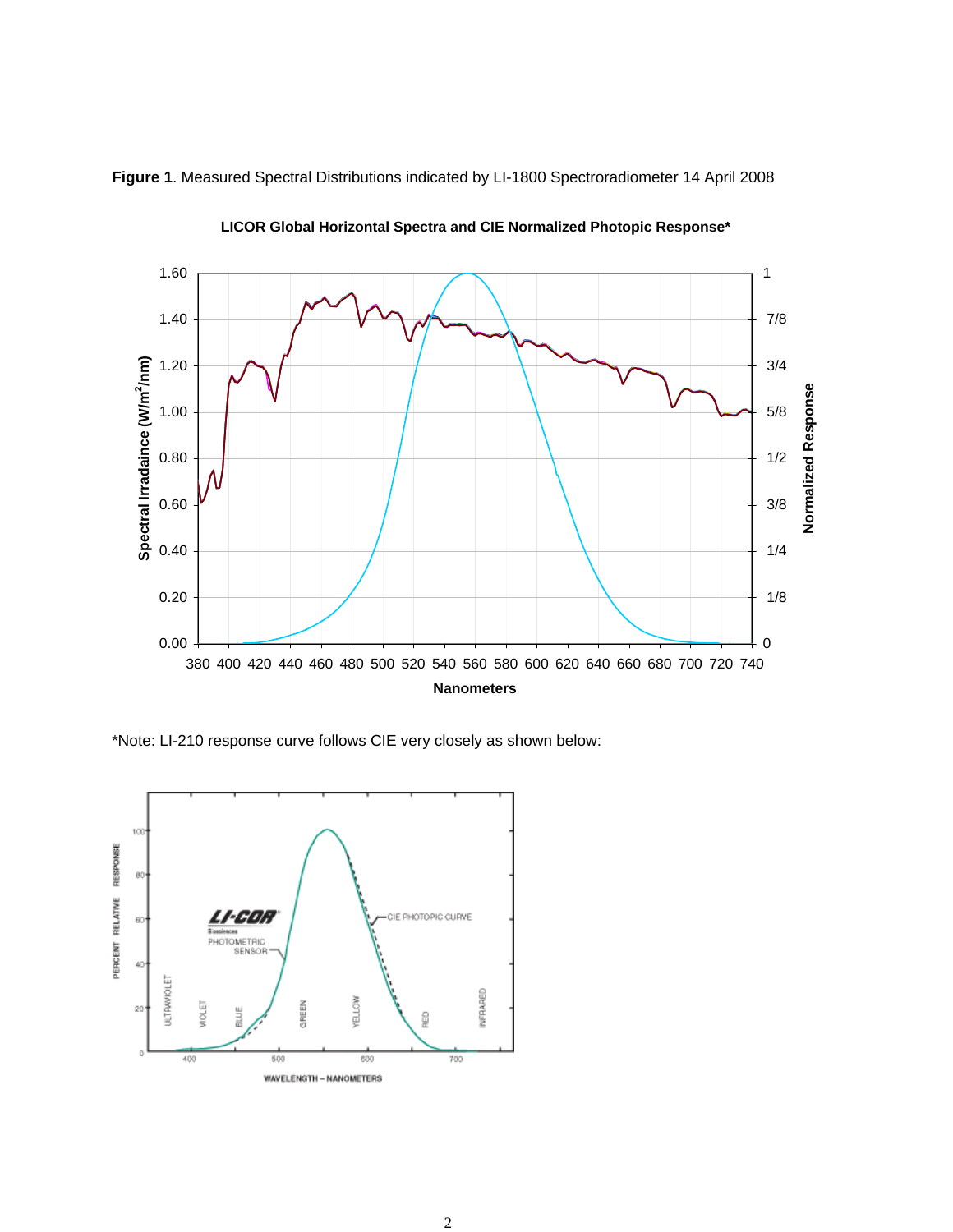**Figure 1**. Measured Spectral Distributions indicated by LI-1800 Spectroradiometer 14 April 2008

**LICOR Global Horizontal Spectra and CIE Normalized Photopic Response***

Spectral Irradaince (W/m$^2$/nm)

1.60
1.40
1.20
1.00
0.80
0.60
0.40
0.20
0.00

Normalized Response

1
7/8
3/4
5/8
1/2
3/8
1/4
1/8
0

380 400 420 440 460 480 500 520 540 560 580 600 620 640 660 680 700 720 740

**Nanometers**

*Note: LI-210 response curve follows CIE very closely as shown below:

PERCENT RELATIVE RESPONSE

100
80
60
40
20
0

LI-COR Biosciences

PHOTOMETRIC SENSOR

CIE PHOTOPIC CURVE

ULTRAVIOLET
VIOLET
BLUE
GREEN
YELLOW
RED
INFRARED

400
500
600
700

WAVELENGTH – NANOMETERS